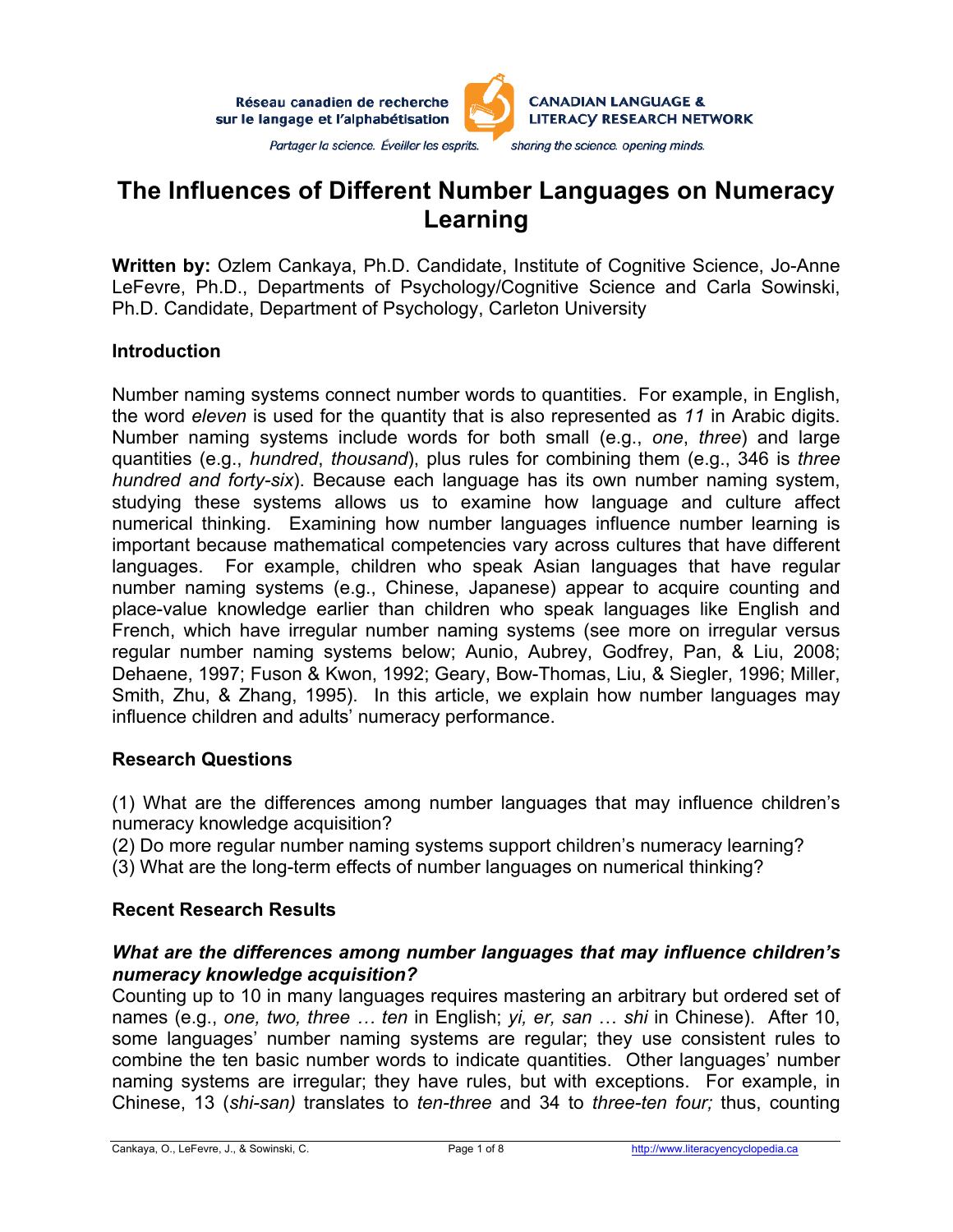# The Influences of Different Number Languages on Numeracy Learning

**Written by:** Ozlem Cankaya, Ph.D. Candidate, Institute of Cognitive Science, Jo-Anne LeFevre, Ph.D., Departments of Psychology/Cognitive Science and Carla Sowinski, Ph.D. Candidate, Department of Psychology, Carleton University

## Introduction

Number naming systems connect number words to quantities. For example, in English, the word *eleven* is used for the quantity that is also represented as *11* in Arabic digits. Number naming systems include words for both small (e.g., *one*, *three*) and large quantities (e.g., *hundred*, *thousand*), plus rules for combining them (e.g., 346 is *three hundred and forty-six*). Because each language has its own number naming system, studying these systems allows us to examine how language and culture affect numerical thinking. Examining how number languages influence number learning is important because mathematical competencies vary across cultures that have different languages. For example, children who speak Asian languages that have regular number naming systems (e.g., Chinese, Japanese) appear to acquire counting and place-value knowledge earlier than children who speak languages like English and French, which have irregular number naming systems (see more on irregular versus regular number naming systems below; Aunio, Aubrey, Godfrey, Pan, & Liu, 2008; Dehaene, 1997; Fuson & Kwon, 1992; Geary, Bow-Thomas, Liu, & Siegler, 1996; Miller, Smith, Zhu, & Zhang, 1995). In this article, we explain how number languages may influence children and adults' numeracy performance.

## Research Questions

(1) What are the differences among number languages that may influence children's numeracy knowledge acquisition?
(2) Do more regular number naming systems support children's numeracy learning?
(3) What are the long-term effects of number languages on numerical thinking?

## Recent Research Results

### *What are the differences among number languages that may influence children's numeracy knowledge acquisition?*

Counting up to 10 in many languages requires mastering an arbitrary but ordered set of names (e.g., *one, two, three … ten* in English; *yi, er, san … shi* in Chinese). After 10, some languages' number naming systems are regular; they use consistent rules to combine the ten basic number words to indicate quantities. Other languages' number naming systems are irregular; they have rules, but with exceptions. For example, in Chinese, 13 (*shi-san)* translates to *ten-three* and 34 to *three-ten four;* thus, counting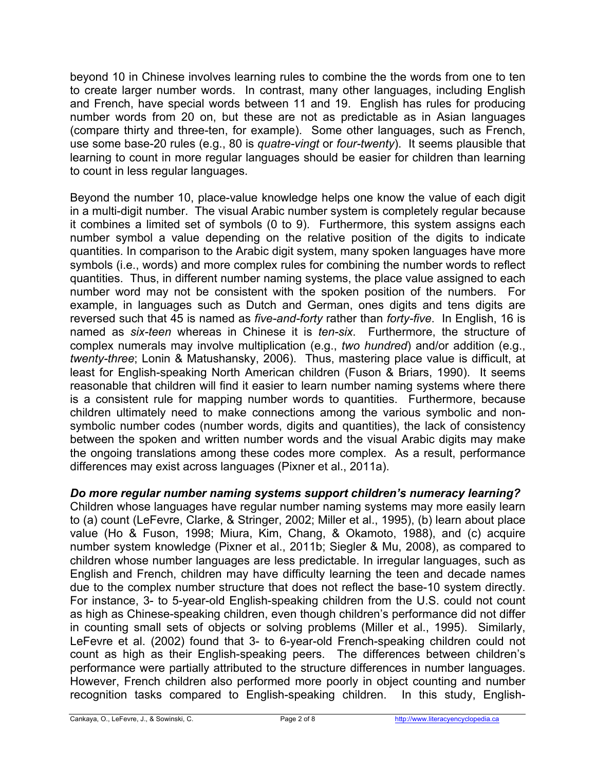beyond 10 in Chinese involves learning rules to combine the the words from one to ten to create larger number words. In contrast, many other languages, including English and French, have special words between 11 and 19. English has rules for producing number words from 20 on, but these are not as predictable as in Asian languages (compare thirty and three-ten, for example). Some other languages, such as French, use some base-20 rules (e.g., 80 is *quatre-vingt* or *four-twenty*). It seems plausible that learning to count in more regular languages should be easier for children than learning to count in less regular languages.

Beyond the number 10, place-value knowledge helps one know the value of each digit in a multi-digit number. The visual Arabic number system is completely regular because it combines a limited set of symbols (0 to 9). Furthermore, this system assigns each number symbol a value depending on the relative position of the digits to indicate quantities. In comparison to the Arabic digit system, many spoken languages have more symbols (i.e., words) and more complex rules for combining the number words to reflect quantities. Thus, in different number naming systems, the place value assigned to each number word may not be consistent with the spoken position of the numbers. For example, in languages such as Dutch and German, ones digits and tens digits are reversed such that 45 is named as *five-and-forty* rather than *forty-five*. In English, 16 is named as *six-teen* whereas in Chinese it is *ten-six*. Furthermore, the structure of complex numerals may involve multiplication (e.g., *two hundred*) and/or addition (e.g., *twenty-three*; Lonin & Matushansky, 2006). Thus, mastering place value is difficult, at least for English-speaking North American children (Fuson & Briars, 1990). It seems reasonable that children will find it easier to learn number naming systems where there is a consistent rule for mapping number words to quantities. Furthermore, because children ultimately need to make connections among the various symbolic and non-symbolic number codes (number words, digits and quantities), the lack of consistency between the spoken and written number words and the visual Arabic digits may make the ongoing translations among these codes more complex. As a result, performance differences may exist across languages (Pixner et al., 2011a).

***Do more regular number naming systems support children's numeracy learning?***

Children whose languages have regular number naming systems may more easily learn to (a) count (LeFevre, Clarke, & Stringer, 2002; Miller et al., 1995), (b) learn about place value (Ho & Fuson, 1998; Miura, Kim, Chang, & Okamoto, 1988), and (c) acquire number system knowledge (Pixner et al., 2011b; Siegler & Mu, 2008), as compared to children whose number languages are less predictable. In irregular languages, such as English and French, children may have difficulty learning the teen and decade names due to the complex number structure that does not reflect the base-10 system directly. For instance, 3- to 5-year-old English-speaking children from the U.S. could not count as high as Chinese-speaking children, even though children's performance did not differ in counting small sets of objects or solving problems (Miller et al., 1995). Similarly, LeFevre et al. (2002) found that 3- to 6-year-old French-speaking children could not count as high as their English-speaking peers. The differences between children's performance were partially attributed to the structure differences in number languages. However, French children also performed more poorly in object counting and number recognition tasks compared to English-speaking children. In this study, English-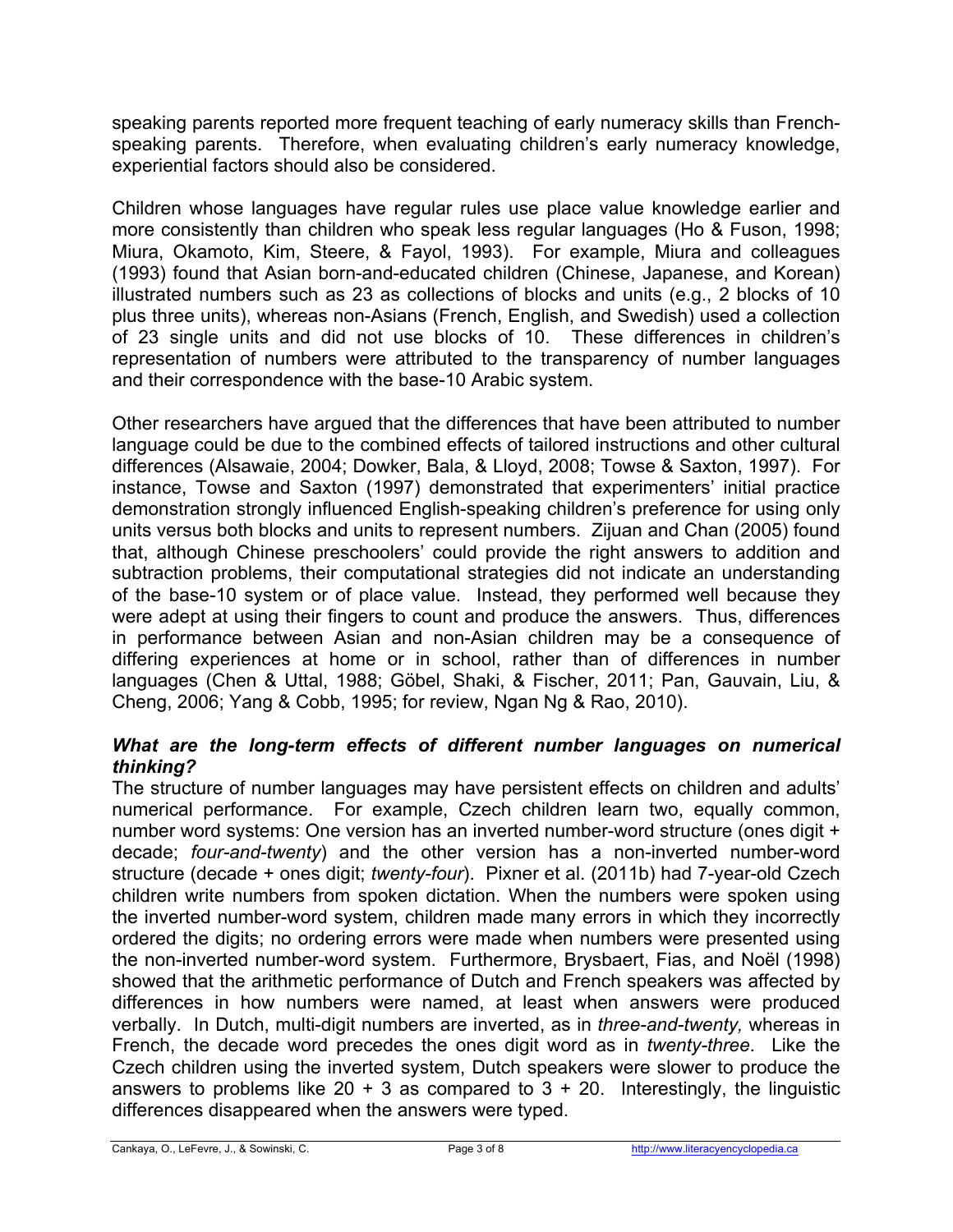speaking parents reported more frequent teaching of early numeracy skills than French-speaking parents. Therefore, when evaluating children's early numeracy knowledge, experiential factors should also be considered.

Children whose languages have regular rules use place value knowledge earlier and more consistently than children who speak less regular languages (Ho & Fuson, 1998; Miura, Okamoto, Kim, Steere, & Fayol, 1993). For example, Miura and colleagues (1993) found that Asian born-and-educated children (Chinese, Japanese, and Korean) illustrated numbers such as 23 as collections of blocks and units (e.g., 2 blocks of 10 plus three units), whereas non-Asians (French, English, and Swedish) used a collection of 23 single units and did not use blocks of 10. These differences in children's representation of numbers were attributed to the transparency of number languages and their correspondence with the base-10 Arabic system.

Other researchers have argued that the differences that have been attributed to number language could be due to the combined effects of tailored instructions and other cultural differences (Alsawaie, 2004; Dowker, Bala, & Lloyd, 2008; Towse & Saxton, 1997). For instance, Towse and Saxton (1997) demonstrated that experimenters' initial practice demonstration strongly influenced English-speaking children's preference for using only units versus both blocks and units to represent numbers. Zijuan and Chan (2005) found that, although Chinese preschoolers' could provide the right answers to addition and subtraction problems, their computational strategies did not indicate an understanding of the base-10 system or of place value. Instead, they performed well because they were adept at using their fingers to count and produce the answers. Thus, differences in performance between Asian and non-Asian children may be a consequence of differing experiences at home or in school, rather than of differences in number languages (Chen & Uttal, 1988; Göbel, Shaki, & Fischer, 2011; Pan, Gauvain, Liu, & Cheng, 2006; Yang & Cobb, 1995; for review, Ngan Ng & Rao, 2010).

### *What are the long-term effects of different number languages on numerical thinking?*

The structure of number languages may have persistent effects on children and adults' numerical performance. For example, Czech children learn two, equally common, number word systems: One version has an inverted number-word structure (ones digit + decade; *four-and-twenty*) and the other version has a non-inverted number-word structure (decade + ones digit; *twenty-four*). Pixner et al. (2011b) had 7-year-old Czech children write numbers from spoken dictation. When the numbers were spoken using the inverted number-word system, children made many errors in which they incorrectly ordered the digits; no ordering errors were made when numbers were presented using the non-inverted number-word system. Furthermore, Brysbaert, Fias, and Noël (1998) showed that the arithmetic performance of Dutch and French speakers was affected by differences in how numbers were named, at least when answers were produced verbally. In Dutch, multi-digit numbers are inverted, as in *three-and-twenty,* whereas in French, the decade word precedes the ones digit word as in *twenty-three*. Like the Czech children using the inverted system, Dutch speakers were slower to produce the answers to problems like 20 + 3 as compared to 3 + 20. Interestingly, the linguistic differences disappeared when the answers were typed.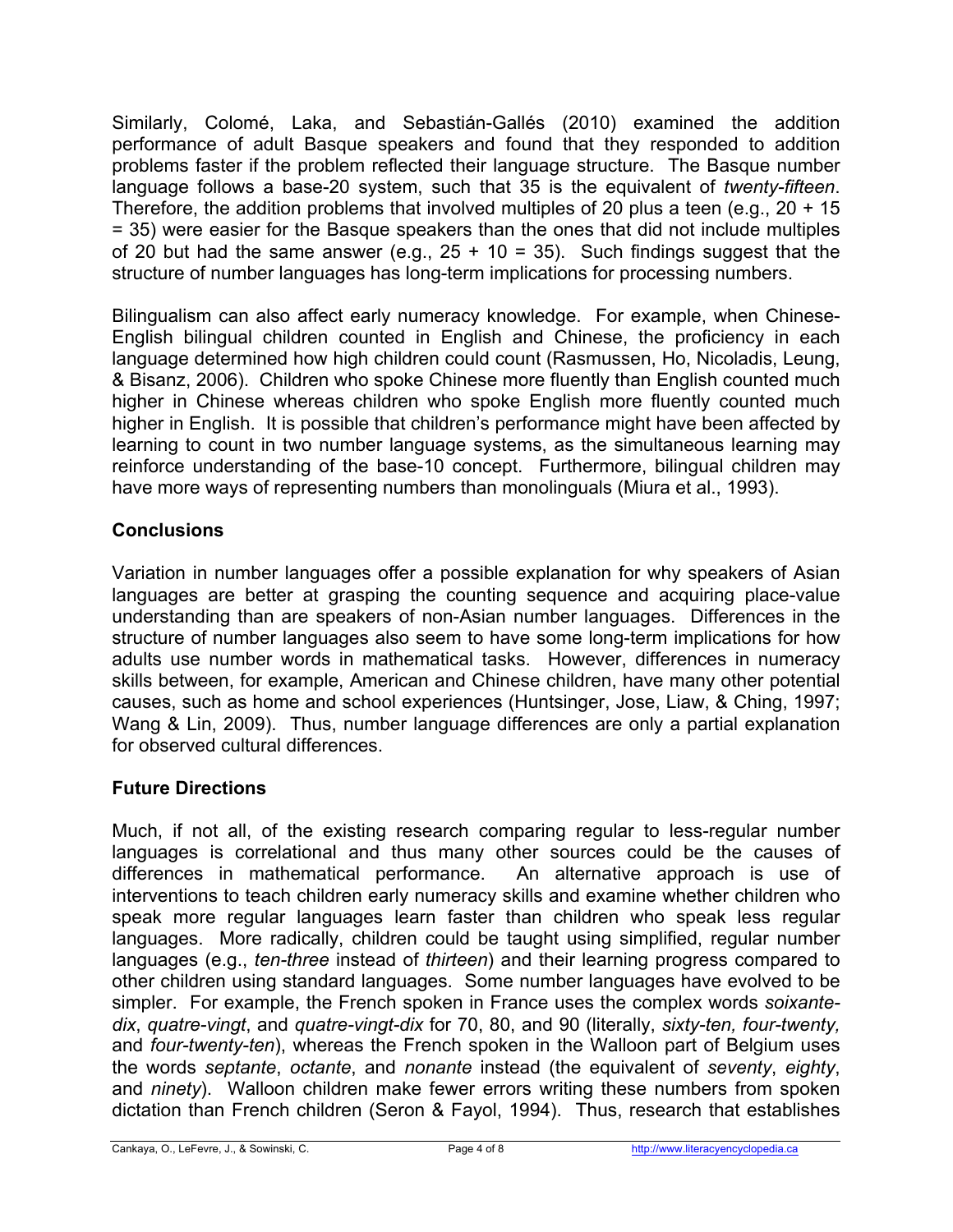Similarly, Colomé, Laka, and Sebastián-Gallés (2010) examined the addition performance of adult Basque speakers and found that they responded to addition problems faster if the problem reflected their language structure. The Basque number language follows a base-20 system, such that 35 is the equivalent of *twenty-fifteen*. Therefore, the addition problems that involved multiples of 20 plus a teen (e.g., 20 + 15 = 35) were easier for the Basque speakers than the ones that did not include multiples of 20 but had the same answer (e.g., 25 + 10 = 35). Such findings suggest that the structure of number languages has long-term implications for processing numbers.

Bilingualism can also affect early numeracy knowledge. For example, when Chinese-English bilingual children counted in English and Chinese, the proficiency in each language determined how high children could count (Rasmussen, Ho, Nicoladis, Leung, & Bisanz, 2006). Children who spoke Chinese more fluently than English counted much higher in Chinese whereas children who spoke English more fluently counted much higher in English. It is possible that children's performance might have been affected by learning to count in two number language systems, as the simultaneous learning may reinforce understanding of the base-10 concept. Furthermore, bilingual children may have more ways of representing numbers than monolinguals (Miura et al., 1993).

## Conclusions

Variation in number languages offer a possible explanation for why speakers of Asian languages are better at grasping the counting sequence and acquiring place-value understanding than are speakers of non-Asian number languages. Differences in the structure of number languages also seem to have some long-term implications for how adults use number words in mathematical tasks. However, differences in numeracy skills between, for example, American and Chinese children, have many other potential causes, such as home and school experiences (Huntsinger, Jose, Liaw, & Ching, 1997; Wang & Lin, 2009). Thus, number language differences are only a partial explanation for observed cultural differences.

## Future Directions

Much, if not all, of the existing research comparing regular to less-regular number languages is correlational and thus many other sources could be the causes of differences in mathematical performance. An alternative approach is use of interventions to teach children early numeracy skills and examine whether children who speak more regular languages learn faster than children who speak less regular languages. More radically, children could be taught using simplified, regular number languages (e.g., *ten-three* instead of *thirteen*) and their learning progress compared to other children using standard languages. Some number languages have evolved to be simpler. For example, the French spoken in France uses the complex words *soixante-dix*, *quatre-vingt*, and *quatre-vingt-dix* for 70, 80, and 90 (literally, *sixty-ten, four-twenty,* and *four-twenty-ten*), whereas the French spoken in the Walloon part of Belgium uses the words *septante*, *octante*, and *nonante* instead (the equivalent of *seventy*, *eighty*, and *ninety*). Walloon children make fewer errors writing these numbers from spoken dictation than French children (Seron & Fayol, 1994). Thus, research that establishes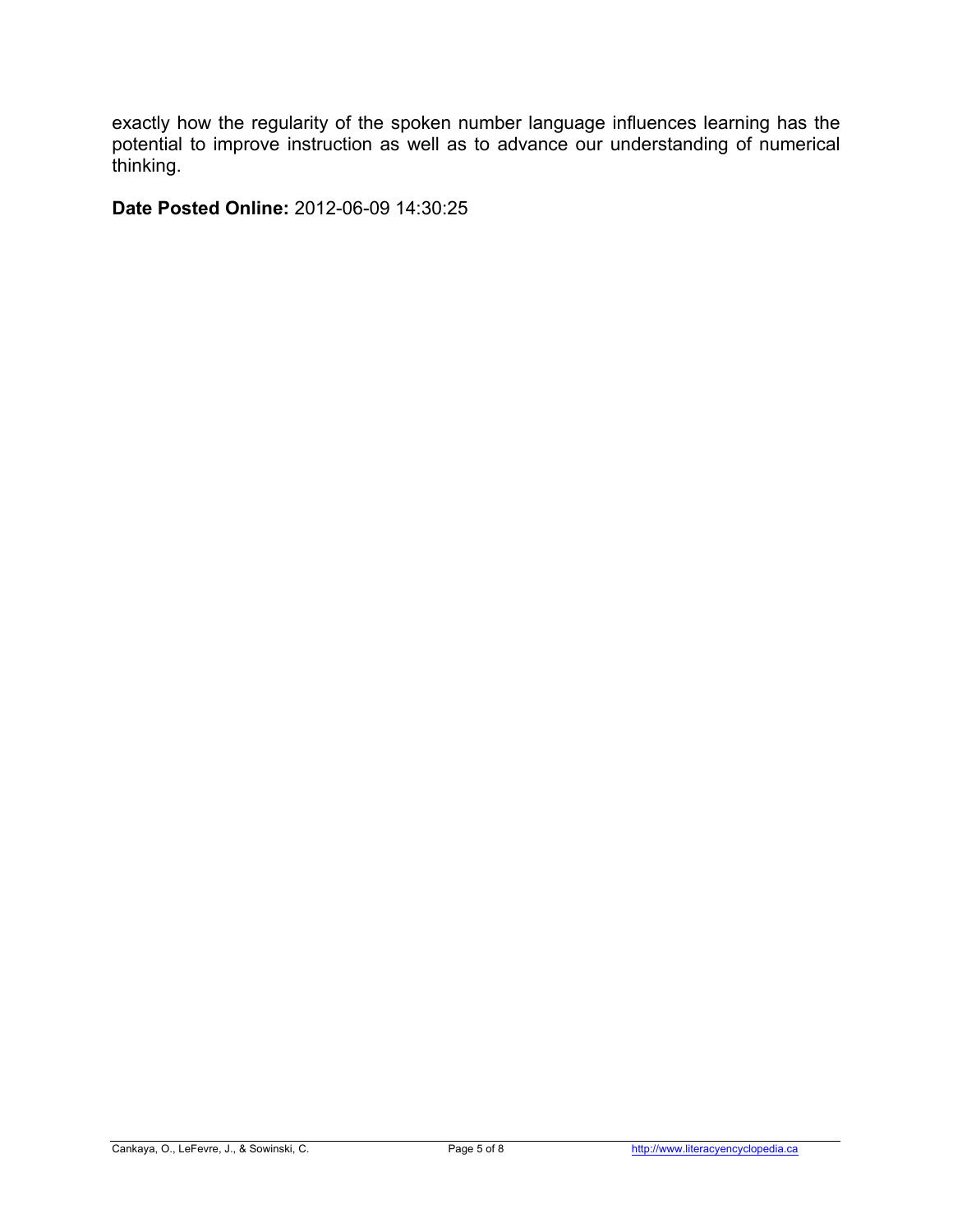exactly how the regularity of the spoken number language influences learning has the potential to improve instruction as well as to advance our understanding of numerical thinking.

**Date Posted Online:** 2012-06-09 14:30:25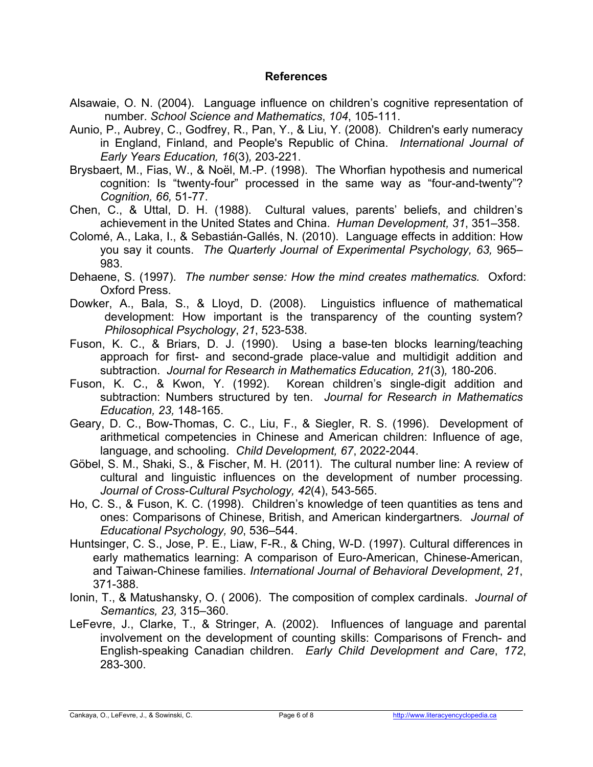## References

Alsawaie, O. N. (2004). Language influence on children's cognitive representation of number. *School Science and Mathematics*, *104*, 105-111.

Aunio, P., Aubrey, C., Godfrey, R., Pan, Y., & Liu, Y. (2008). Children's early numeracy in England, Finland, and People's Republic of China. *International Journal of Early Years Education, 16*(3)*,* 203-221.

Brysbaert, M., Fias, W., & Noël, M.-P. (1998). The Whorfian hypothesis and numerical cognition: Is "twenty-four" processed in the same way as "four-and-twenty"? *Cognition, 66,* 51-77.

Chen, C., & Uttal, D. H. (1988). Cultural values, parents' beliefs, and children's achievement in the United States and China. *Human Development, 31*, 351–358.

Colomé, A., Laka, I., & Sebastián-Gallés, N. (2010). Language effects in addition: How you say it counts. *The Quarterly Journal of Experimental Psychology, 63,* 965–983.

Dehaene, S. (1997). *The number sense: How the mind creates mathematics.* Oxford: Oxford Press.

Dowker, A., Bala, S., & Lloyd, D. (2008). Linguistics influence of mathematical development: How important is the transparency of the counting system? *Philosophical Psychology*, *21*, 523-538.

Fuson, K. C., & Briars, D. J. (1990). Using a base-ten blocks learning/teaching approach for first- and second-grade place-value and multidigit addition and subtraction. *Journal for Research in Mathematics Education, 21*(3)*,* 180-206.

Fuson, K. C., & Kwon, Y. (1992). Korean children's single-digit addition and subtraction: Numbers structured by ten. *Journal for Research in Mathematics Education, 23,* 148-165.

Geary, D. C., Bow-Thomas, C. C., Liu, F., & Siegler, R. S. (1996). Development of arithmetical competencies in Chinese and American children: Influence of age, language, and schooling. *Child Development, 67*, 2022-2044.

Göbel, S. M., Shaki, S., & Fischer, M. H. (2011). The cultural number line: A review of cultural and linguistic influences on the development of number processing. *Journal of Cross-Cultural Psychology, 42*(4), 543-565.

Ho, C. S., & Fuson, K. C. (1998). Children's knowledge of teen quantities as tens and ones: Comparisons of Chinese, British, and American kindergartners*. Journal of Educational Psychology, 90*, 536–544.

Huntsinger, C. S., Jose, P. E., Liaw, F-R., & Ching, W-D. (1997). Cultural differences in early mathematics learning: A comparison of Euro-American, Chinese-American, and Taiwan-Chinese families. *International Journal of Behavioral Development*, *21*, 371-388.

Ionin, T., & Matushansky, O. ( 2006). The composition of complex cardinals. *Journal of Semantics, 23,* 315–360.

LeFevre, J., Clarke, T., & Stringer, A. (2002). Influences of language and parental involvement on the development of counting skills: Comparisons of French- and English-speaking Canadian children. *Early Child Development and Care*, *172*, 283-300.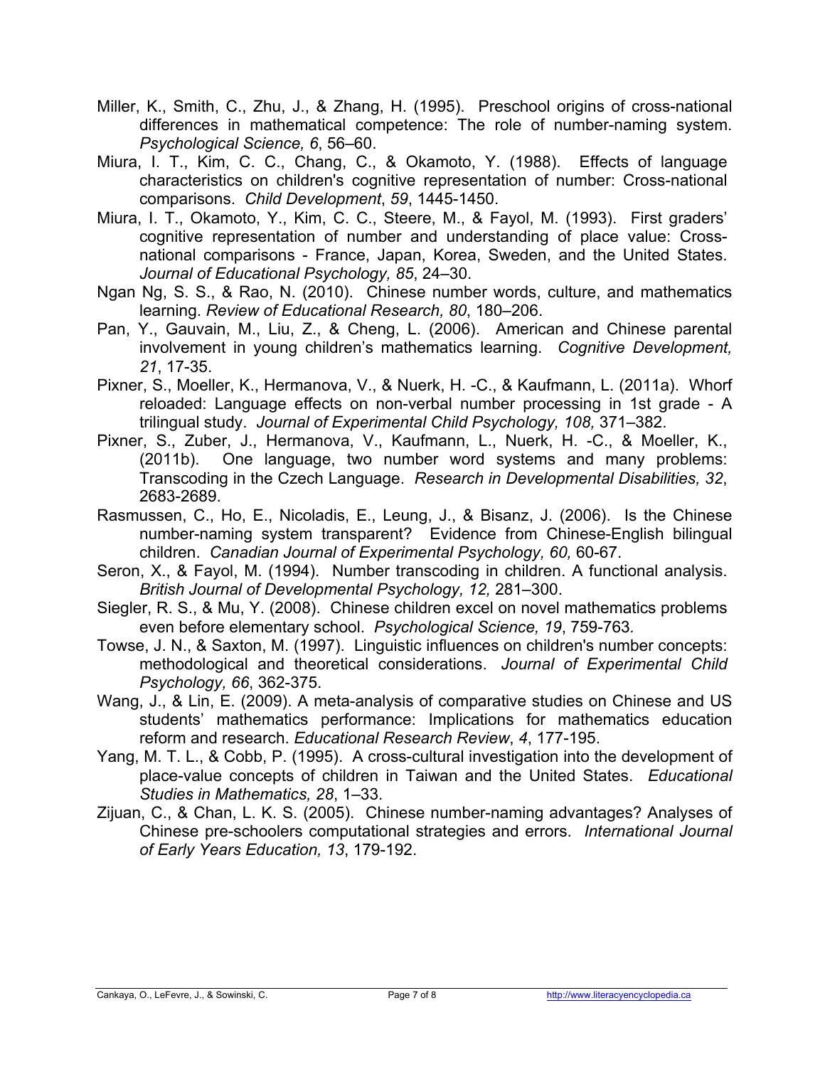Miller, K., Smith, C., Zhu, J., & Zhang, H. (1995). Preschool origins of cross-national differences in mathematical competence: The role of number-naming system. *Psychological Science, 6*, 56–60.

Miura, I. T., Kim, C. C., Chang, C., & Okamoto, Y. (1988). Effects of language characteristics on children's cognitive representation of number: Cross-national comparisons. *Child Development*, *59*, 1445-1450.

Miura, I. T., Okamoto, Y., Kim, C. C., Steere, M., & Fayol, M. (1993). First graders' cognitive representation of number and understanding of place value: Cross-national comparisons - France, Japan, Korea, Sweden, and the United States. *Journal of Educational Psychology, 85*, 24–30.

Ngan Ng, S. S., & Rao, N. (2010). Chinese number words, culture, and mathematics learning. *Review of Educational Research, 80*, 180–206.

Pan, Y., Gauvain, M., Liu, Z., & Cheng, L. (2006). American and Chinese parental involvement in young children's mathematics learning. *Cognitive Development, 21*, 17-35.

Pixner, S., Moeller, K., Hermanova, V., & Nuerk, H. -C., & Kaufmann, L. (2011a). Whorf reloaded: Language effects on non-verbal number processing in 1st grade - A trilingual study. *Journal of Experimental Child Psychology, 108,* 371–382.

Pixner, S., Zuber, J., Hermanova, V., Kaufmann, L., Nuerk, H. -C., & Moeller, K., (2011b). One language, two number word systems and many problems: Transcoding in the Czech Language. *Research in Developmental Disabilities, 32*, 2683-2689.

Rasmussen, C., Ho, E., Nicoladis, E., Leung, J., & Bisanz, J. (2006). Is the Chinese number-naming system transparent? Evidence from Chinese-English bilingual children. *Canadian Journal of Experimental Psychology, 60,* 60-67.

Seron, X., & Fayol, M. (1994). Number transcoding in children. A functional analysis. *British Journal of Developmental Psychology, 12,* 281–300.

Siegler, R. S., & Mu, Y. (2008). Chinese children excel on novel mathematics problems even before elementary school. *Psychological Science, 19*, 759-763.

Towse, J. N., & Saxton, M. (1997). Linguistic influences on children's number concepts: methodological and theoretical considerations. *Journal of Experimental Child Psychology, 66*, 362-375.

Wang, J., & Lin, E. (2009). A meta-analysis of comparative studies on Chinese and US students' mathematics performance: Implications for mathematics education reform and research. *Educational Research Review*, *4*, 177-195.

Yang, M. T. L., & Cobb, P. (1995). A cross-cultural investigation into the development of place-value concepts of children in Taiwan and the United States. *Educational Studies in Mathematics, 28*, 1–33.

Zijuan, C., & Chan, L. K. S. (2005). Chinese number-naming advantages? Analyses of Chinese pre-schoolers computational strategies and errors. *International Journal of Early Years Education, 13*, 179-192.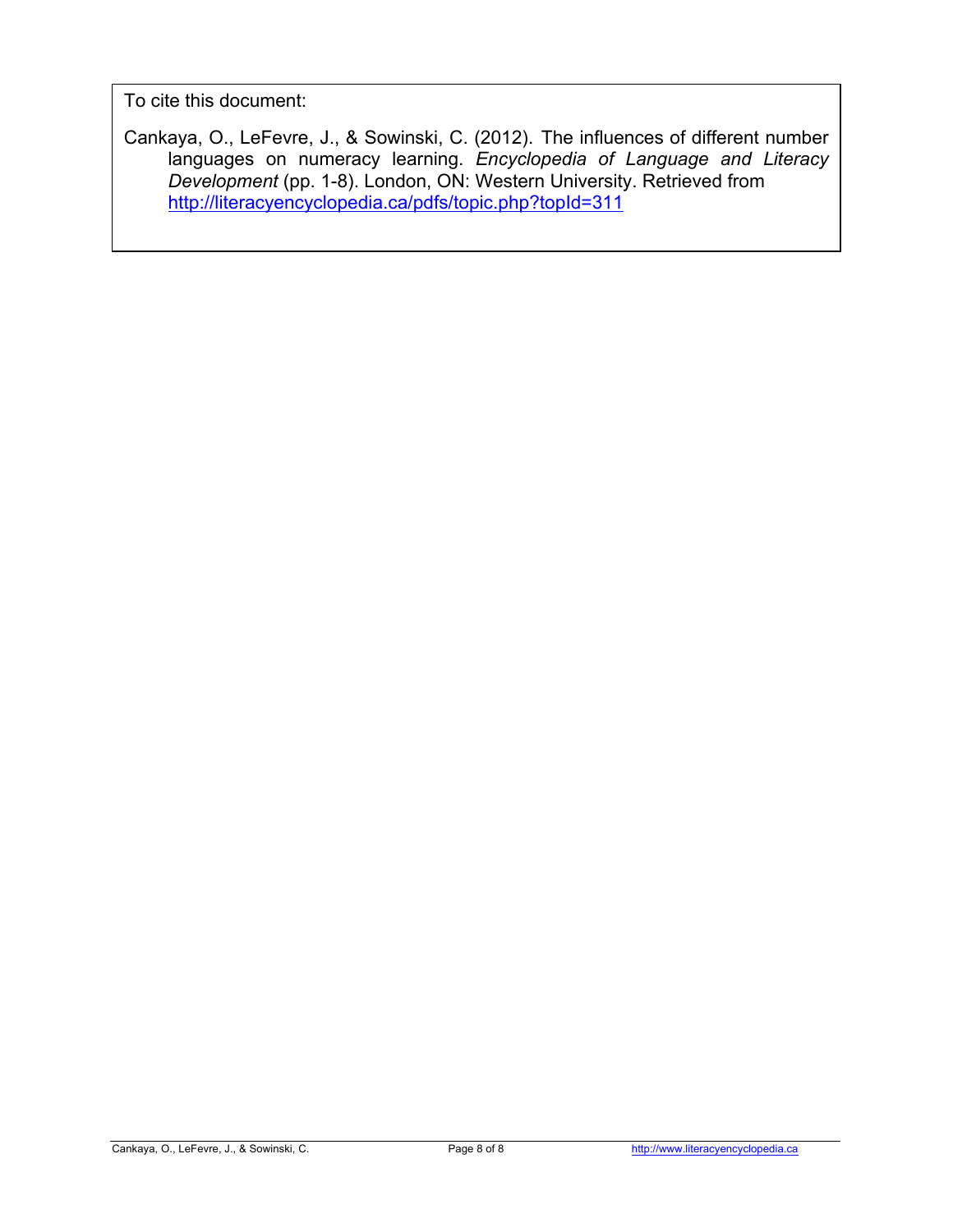To cite this document:

Cankaya, O., LeFevre, J., & Sowinski, C. (2012). The influences of different number languages on numeracy learning. *Encyclopedia of Language and Literacy Development* (pp. 1-8). London, ON: Western University. Retrieved from http://literacyencyclopedia.ca/pdfs/topic.php?topId=311